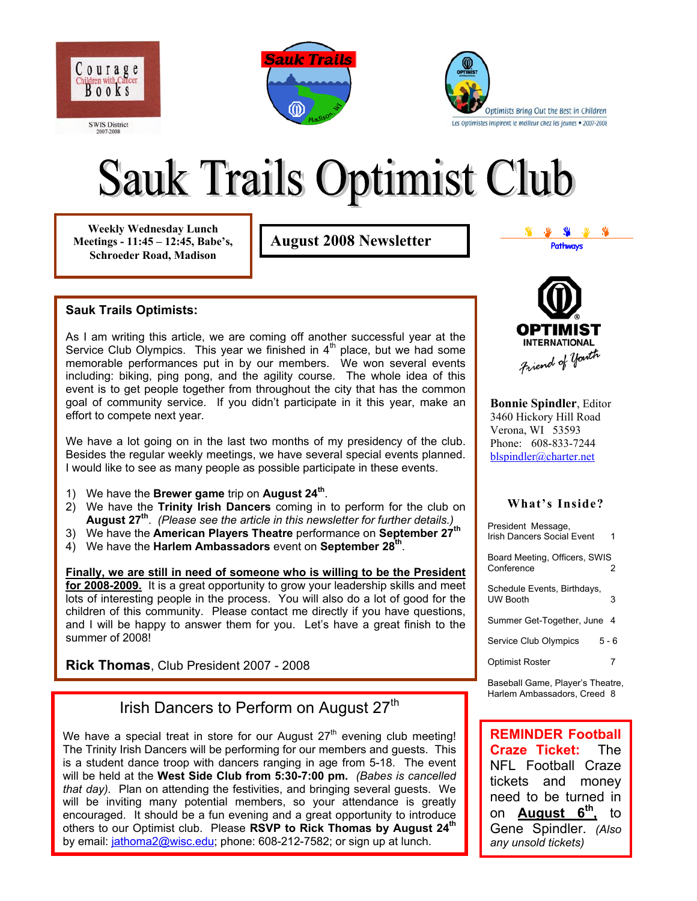Courage Books — Children with Cancer
SWIS District 2007-2008

Sauk Trails — Madison, WI

Optimists Bring Out the Best in Children
Les Optimistes inspirent le meilleur chez les jeunes • 2007-2008

# Sauk Trails Optimist Club

**Weekly Wednesday Lunch Meetings - 11:45 – 12:45, Babe's, Schroeder Road, Madison**

## August 2008 Newsletter

Pathways

OPTIMIST INTERNATIONAL
*Friend of Youth*

**Bonnie Spindler**, Editor
3460 Hickory Hill Road
Verona, WI 53593
Phone: 608-833-7244
blspindler@charter.net

### What's Inside?

| | |
|---|---|
| President Message, Irish Dancers Social Event | 1 |
| Board Meeting, Officers, SWIS Conference | 2 |
| Schedule Events, Birthdays, UW Booth | 3 |
| Summer Get-Together, June | 4 |
| Service Club Olympics | 5 - 6 |
| Optimist Roster | 7 |
| Baseball Game, Player's Theatre, Harlem Ambassadors, Creed | 8 |

**Sauk Trails Optimists:**

As I am writing this article, we are coming off another successful year at the Service Club Olympics. This year we finished in 4th place, but we had some memorable performances put in by our members. We won several events including: biking, ping pong, and the agility course. The whole idea of this event is to get people together from throughout the city that has the common goal of community service. If you didn't participate in it this year, make an effort to compete next year.

We have a lot going on in the last two months of my presidency of the club. Besides the regular weekly meetings, we have several special events planned. I would like to see as many people as possible participate in these events.

1) We have the **Brewer game** trip on **August 24th**.
2) We have the **Trinity Irish Dancers** coming in to perform for the club on **August 27th**. *(Please see the article in this newsletter for further details.)*
3) We have the **American Players Theatre** performance on **September 27th**
4) We have the **Harlem Ambassadors** event on **September 28th**.

**Finally, we are still in need of someone who is willing to be the President for 2008-2009.** It is a great opportunity to grow your leadership skills and meet lots of interesting people in the process. You will also do a lot of good for the children of this community. Please contact me directly if you have questions, and I will be happy to answer them for you. Let's have a great finish to the summer of 2008!

**Rick Thomas**, Club President 2007 - 2008

## Irish Dancers to Perform on August 27th

We have a special treat in store for our August 27th evening club meeting! The Trinity Irish Dancers will be performing for our members and guests. This is a student dance troop with dancers ranging in age from 5-18. The event will be held at the **West Side Club from 5:30-7:00 pm.** *(Babes is cancelled that day).* Plan on attending the festivities, and bringing several guests. We will be inviting many potential members, so your attendance is greatly encouraged. It should be a fun evening and a great opportunity to introduce others to our Optimist club. Please **RSVP to Rick Thomas by August 24th** by email: jathoma2@wisc.edu; phone: 608-212-7582; or sign up at lunch.

**REMINDER Football Craze Ticket:** The NFL Football Craze tickets and money need to be turned in on **August 6th**, to Gene Spindler. *(Also any unsold tickets)*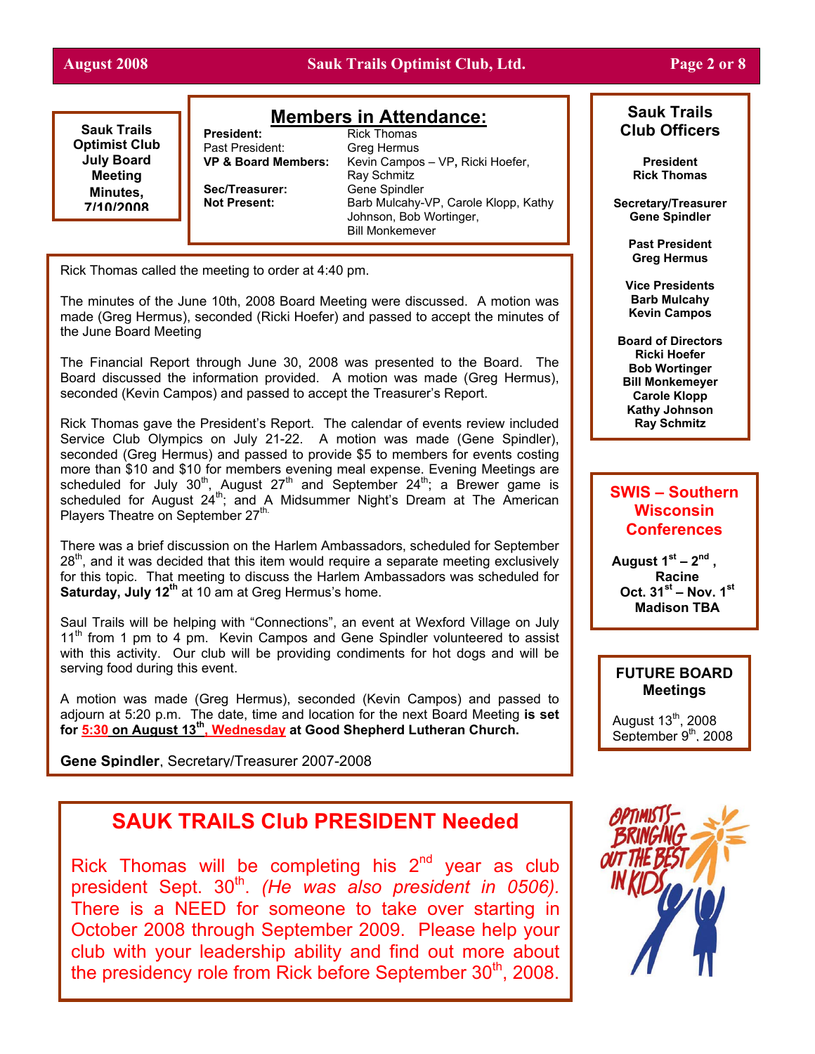## Sauk Trails Optimist Club July Board Meeting Minutes, 7/10/2008

### Members in Attendance:

| | |
|---|---|
| **President:** | Rick Thomas |
| Past President: | Greg Hermus |
| **VP & Board Members:** | Kevin Campos – VP, Ricki Hoefer, Ray Schmitz |
| **Sec/Treasurer:** | Gene Spindler |
| **Not Present:** | Barb Mulcahy-VP, Carole Klopp, Kathy Johnson, Bob Wortinger, Bill Monkemeyer |

Rick Thomas called the meeting to order at 4:40 pm.

The minutes of the June 10th, 2008 Board Meeting were discussed. A motion was made (Greg Hermus), seconded (Ricki Hoefer) and passed to accept the minutes of the June Board Meeting

The Financial Report through June 30, 2008 was presented to the Board. The Board discussed the information provided. A motion was made (Greg Hermus), seconded (Kevin Campos) and passed to accept the Treasurer's Report.

Rick Thomas gave the President's Report. The calendar of events review included Service Club Olympics on July 21-22. A motion was (Gene Spindler), seconded (Greg Hermus) and passed to provide $5 to members for events costing more than $10 and $10 for members evening meal expense. Evening Meetings are scheduled for July 30th, August 27th and September 24th; a Brewer game is scheduled for August 24th; and A Midsummer Night's Dream at The American Players Theatre on September 27th.

There was a brief discussion on the Harlem Ambassadors, scheduled for September 28th, and it was decided that this item would require a separate meeting exclusively for this topic. That meeting to discuss the Harlem Ambassadors was scheduled for **Saturday, July 12th** at 10 am at Greg Hermus's home.

Saul Trails will be helping with "Connections", an event at Wexford Village on July 11th from 1 pm to 4 pm. Kevin Campos and Gene Spindler volunteered to assist with this activity. Our club will be providing condiments for hot dogs and will be serving food during this event.

A motion was made (Greg Hermus), seconded (Kevin Campos) and passed to adjourn at 5:20 p.m. The date, time and location for the next Board Meeting **is set for 5:30 on August 13th, Wednesday at Good Shepherd Lutheran Church.**

**Gene Spindler**, Secretary/Treasurer 2007-2008

## SAUK TRAILS Club PRESIDENT Needed

Rick Thomas will be completing his 2nd year as club president Sept. 30th. *(He was also president in 0506).* There is a NEED for someone to take over starting in October 2008 through September 2009. Please help your club with your leadership ability and find out more about the presidency role from Rick before September 30th, 2008.

### Sauk Trails Club Officers

**President**
**Rick Thomas**

**Secretary/Treasurer**
**Gene Spindler**

**Past President**
**Greg Hermus**

**Vice Presidents**
**Barb Mulcahy**
**Kevin Campos**

**Board of Directors**
**Ricki Hoefer**
**Bob Wortinger**
**Bill Monkemeyer**
**Carole Klopp**
**Kathy Johnson**
**Ray Schmitz**

### SWIS – Southern Wisconsin Conferences

**August 1st – 2nd, Racine**
**Oct. 31st – Nov. 1st Madison TBA**

### FUTURE BOARD Meetings

August 13th, 2008
September 9th, 2008

OPTIMISTS–BRINGING OUT THE BEST IN KIDS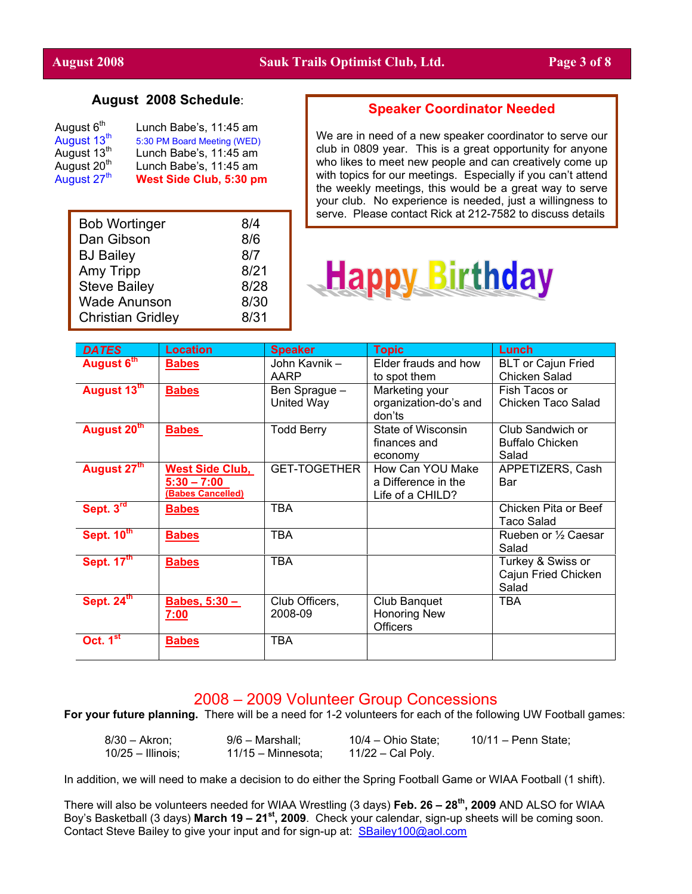## August 2008 Schedule:

| | |
|---|---|
| August 6th | Lunch Babe's, 11:45 am |
| August 13th | 5:30 PM Board Meeting (WED) |
| August 13th | Lunch Babe's, 11:45 am |
| August 20th | Lunch Babe's, 11:45 am |
| August 27th | **West Side Club, 5:30 pm** |

## Speaker Coordinator Needed

We are in need of a new speaker coordinator to serve our club in 0809 year. This is a great opportunity for anyone who likes to meet new people and can creatively come up with topics for our meetings. Especially if you can't attend the weekly meetings, this would be a great way to serve your club. No experience is needed, just a willingness to serve. Please contact Rick at 212-7582 to discuss details

## Happy Birthday

| | |
|---|---|
| Bob Wortinger | 8/4 |
| Dan Gibson | 8/6 |
| BJ Bailey | 8/7 |
| Amy Tripp | 8/21 |
| Steve Bailey | 8/28 |
| Wade Anunson | 8/30 |
| Christian Gridley | 8/31 |

| DATES | Location | Speaker | Topic | Lunch |
|---|---|---|---|---|
| August 6th | Babes | John Kavnik – AARP | Elder frauds and how to spot them | BLT or Cajun Fried Chicken Salad |
| August 13th | Babes | Ben Sprague – United Way | Marketing your organization-do's and don'ts | Fish Tacos or Chicken Taco Salad |
| August 20th | Babes | Todd Berry | State of Wisconsin finances and economy | Club Sandwich or Buffalo Chicken Salad |
| August 27th | West Side Club, 5:30 – 7:00 (Babes Cancelled) | GET-TOGETHER | How Can YOU Make a Difference in the Life of a CHILD? | APPETIZERS, Cash Bar |
| Sept. 3rd | Babes | TBA | | Chicken Pita or Beef Taco Salad |
| Sept. 10th | Babes | TBA | | Rueben or ½ Caesar Salad |
| Sept. 17th | Babes | TBA | | Turkey & Swiss or Cajun Fried Chicken Salad |
| Sept. 24th | Babes, 5:30 – 7:00 | Club Officers, 2008-09 | Club Banquet Honoring New Officers | TBA |
| Oct. 1st | Babes | TBA | | |

## 2008 – 2009 Volunteer Group Concessions

**For your future planning.** There will be a need for 1-2 volunteers for each of the following UW Football games:

8/30 – Akron; 9/6 – Marshall; 10/4 – Ohio State; 10/11 – Penn State;
10/25 – Illinois; 11/15 – Minnesota; 11/22 – Cal Poly.

In addition, we will need to make a decision to do either the Spring Football Game or WIAA Football (1 shift).

There will also be volunteers needed for WIAA Wrestling (3 days) **Feb. 26 – 28th, 2009** AND ALSO for WIAA Boy's Basketball (3 days) **March 19 – 21st, 2009**. Check your calendar, sign-up sheets will be coming soon. Contact Steve Bailey to give your input and for sign-up at: SBailey100@aol.com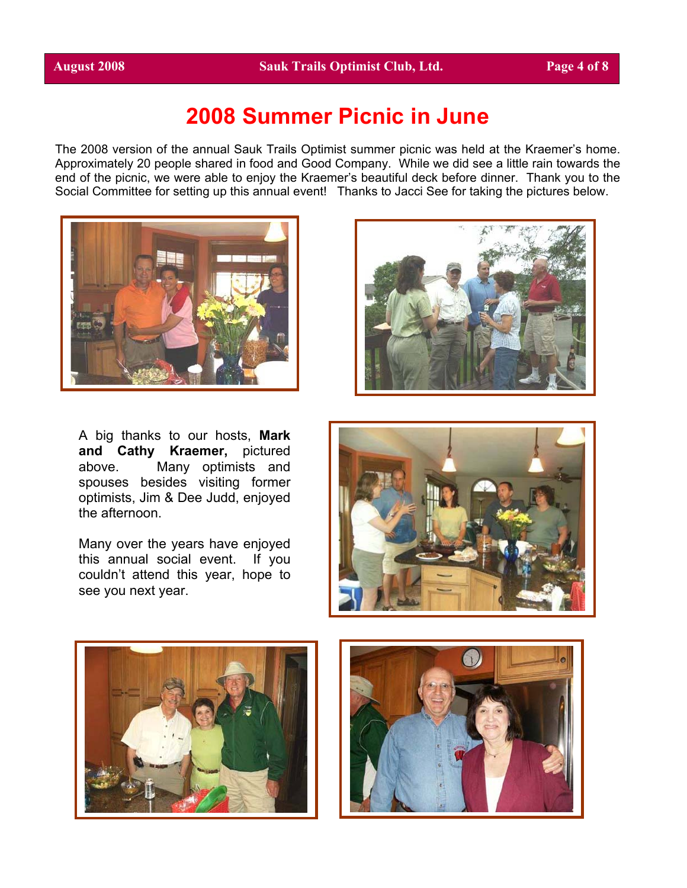# 2008 Summer Picnic in June

The 2008 version of the annual Sauk Trails Optimist summer picnic was held at the Kraemer's home. Approximately 20 people shared in food and Good Company. While we did see a little rain towards the end of the picnic, we were able to enjoy the Kraemer's beautiful deck before dinner. Thank you to the Social Committee for setting up this annual event! Thanks to Jacci See for taking the pictures below.

A big thanks to our hosts, **Mark and Cathy Kraemer,** pictured above. Many optimists and spouses besides visiting former optimists, Jim & Dee Judd, enjoyed the afternoon.

Many over the years have enjoyed this annual social event. If you couldn't attend this year, hope to see you next year.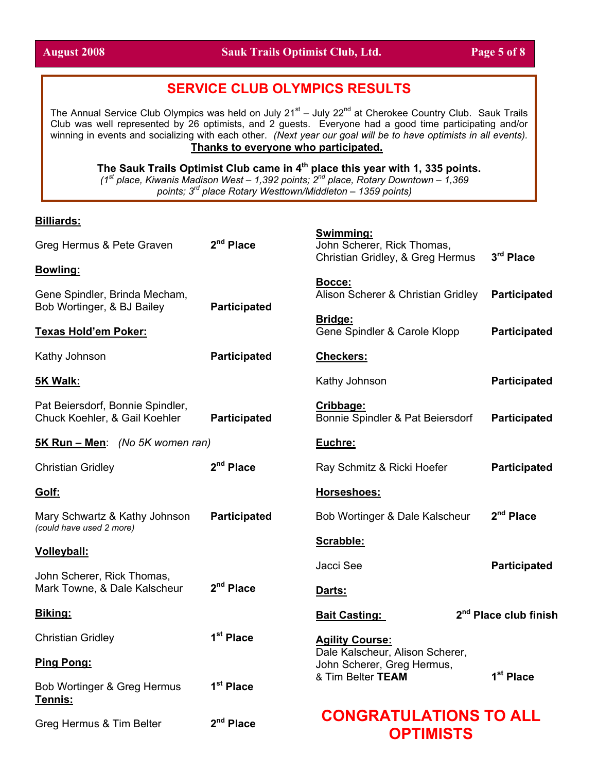## SERVICE CLUB OLYMPICS RESULTS

The Annual Service Club Olympics was held on July 21st – July 22nd at Cherokee Country Club. Sauk Trails Club was well represented by 26 optimists, and 2 guests. Everyone had a good time participating and/or winning in events and socializing with each other. *(Next year our goal will be to have optimists in all events).*

**Thanks to everyone who participated.**

**The Sauk Trails Optimist Club came in 4th place this year with 1, 335 points.**
*(1st place, Kiwanis Madison West – 1,392 points; 2nd place, Rotary Downtown – 1,369 points; 3rd place Rotary Westtown/Middleton – 1359 points)*

**Billiards:**

Greg Hermus & Pete Graven — **2nd Place**

**Bowling:**

Gene Spindler, Brinda Mecham, Bob Wortinger, & BJ Bailey — **Participated**

**Texas Hold'em Poker:**

Kathy Johnson — **Participated**

**5K Walk:**

Pat Beiersdorf, Bonnie Spindler, Chuck Koehler, & Gail Koehler — **Participated**

**5K Run – Men**: *(No 5K women ran)*

Christian Gridley — **2nd Place**

**Golf:**

Mary Schwartz & Kathy Johnson — **Participated**
*(could have used 2 more)*

**Volleyball:**

John Scherer, Rick Thomas, Mark Towne, & Dale Kalscheur — **2nd Place**

**Biking:**

Christian Gridley — **1st Place**

**Ping Pong:**

Bob Wortinger & Greg Hermus — **1st Place**

**Tennis:**

Greg Hermus & Tim Belter — **2nd Place**

**Swimming:**
John Scherer, Rick Thomas, Christian Gridley, & Greg Hermus — **3rd Place**

**Bocce:**
Alison Scherer & Christian Gridley — **Participated**

**Bridge:**
Gene Spindler & Carole Klopp — **Participated**

**Checkers:**

Kathy Johnson — **Participated**

**Cribbage:**
Bonnie Spindler & Pat Beiersdorf — **Participated**

**Euchre:**

Ray Schmitz & Ricki Hoefer — **Participated**

**Horseshoes:**

Bob Wortinger & Dale Kalscheur — **2nd Place**

**Scrabble:**

Jacci See — **Participated**

**Darts:**

**Bait Casting:** — **2nd Place club finish**

**Agility Course:**
Dale Kalscheur, Alison Scherer, John Scherer, Greg Hermus, & Tim Belter **TEAM** — **1st Place**

## CONGRATULATIONS TO ALL OPTIMISTS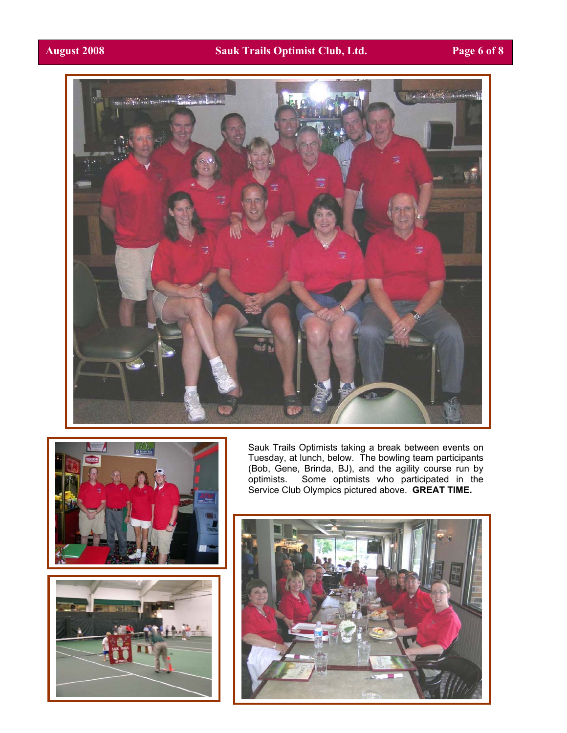Sauk Trails Optimists taking a break between events on Tuesday, at lunch, below. The bowling team participants (Bob, Gene, Brinda, BJ), and the agility course run by optimists. Some optimists who participated in the Service Club Olympics pictured above. **GREAT TIME.**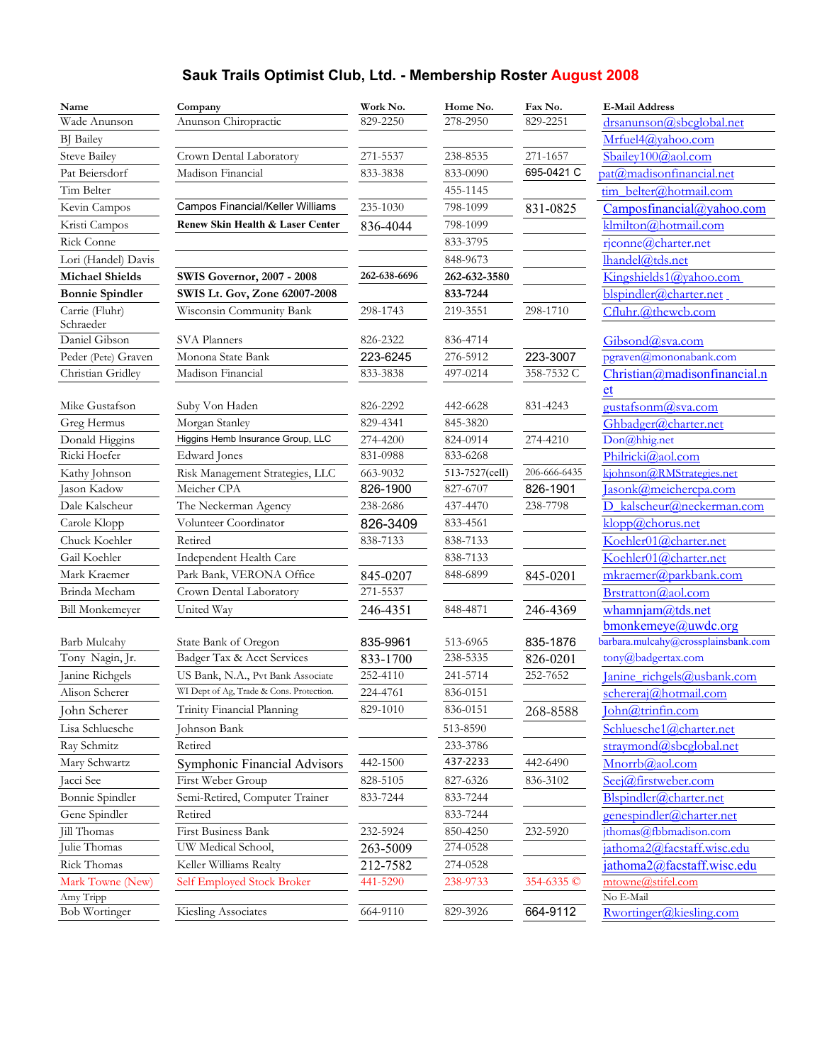# Sauk Trails Optimist Club, Ltd. - Membership Roster August 2008

| Name | Company | Work No. | Home No. | Fax No. | E-Mail Address |
|---|---|---|---|---|---|
| Wade Anunson | Anunson Chiropractic | 829-2250 | 278-2950 | 829-2251 | drsanunson@sbcglobal.net |
| BJ Bailey | | | | | Mrfuel4@yahoo.com |
| Steve Bailey | Crown Dental Laboratory | 271-5537 | 238-8535 | 271-1657 | Sbailey100@aol.com |
| Pat Beiersdorf | Madison Financial | 833-3838 | 833-0090 | 695-0421 C | pat@madisonfinancial.net |
| Tim Belter | | | 455-1145 | | tim_belter@hotmail.com |
| Kevin Campos | Campos Financial/Keller Williams | 235-1030 | 798-1099 | 831-0825 | Camposfinancial@yahoo.com |
| Kristi Campos | **Renew Skin Health & Laser Center** | 836-4044 | 798-1099 | | klmilton@hotmail.com |
| Rick Conne | | | 833-3795 | | rjconne@charter.net |
| Lori (Handel) Davis | | | 848-9673 | | lhandel@tds.net |
| **Michael Shields** | **SWIS Governor, 2007 - 2008** | **262-638-6696** | **262-632-3580** | | Kingshields1@yahoo.com |
| **Bonnie Spindler** | **SWIS Lt. Gov, Zone 62007-2008** | | **833-7244** | | blspindler@charter.net |
| Carrie (Fluhr) Schraeder | Wisconsin Community Bank | 298-1743 | 219-3551 | 298-1710 | Cfluhr.@thewcb.com |
| Daniel Gibson | SVA Planners | 826-2322 | 836-4714 | | Gibsond@sva.com |
| Peder (Pete) Graven | Monona State Bank | 223-6245 | 276-5912 | 223-3007 | pgraven@mononabank.com |
| Christian Gridley | Madison Financial | 833-3838 | 497-0214 | 358-7532 C | Christian@madisonfinancial.net |
| Mike Gustafson | Suby Von Haden | 826-2292 | 442-6628 | 831-4243 | gustafsonm@sva.com |
| Greg Hermus | Morgan Stanley | 829-4341 | 845-3820 | | Ghbadger@charter.net |
| Donald Higgins | Higgins Hemb Insurance Group, LLC | 274-4200 | 824-0914 | 274-4210 | Don@hhig.net |
| Ricki Hoefer | Edward Jones | 831-0988 | 833-6268 | | Philricki@aol.com |
| Kathy Johnson | Risk Management Strategies, LLC | 663-9032 | 513-7527(cell) | 206-666-6435 | kjohnson@RMStrategies.net |
| Jason Kadow | Meicher CPA | 826-1900 | 827-6707 | 826-1901 | Jasonk@meichercpa.com |
| Dale Kalscheur | The Neckerman Agency | 238-2686 | 437-4470 | 238-7798 | D_kalscheur@neckerman.com |
| Carole Klopp | Volunteer Coordinator | 826-3409 | 833-4561 | | klopp@chorus.net |
| Chuck Koehler | Retired | 838-7133 | 838-7133 | | Koehler01@charter.net |
| Gail Koehler | Independent Health Care | | 838-7133 | | Koehler01@charter.net |
| Mark Kraemer | Park Bank, VERONA Office | 845-0207 | 848-6899 | 845-0201 | mkraemer@parkbank.com |
| Brinda Mecham | Crown Dental Laboratory | 271-5537 | | | Brstratton@aol.com |
| Bill Monkemeyer | United Way | 246-4351 | 848-4871 | 246-4369 | whamnjam@tds.net bmonkemeye@uwdc.org |
| Barb Mulcahy | State Bank of Oregon | 835-9961 | 513-6965 | 835-1876 | barbara.mulcahy@crossplainsbank.com |
| Tony Nagin, Jr. | Badger Tax & Acct Services | 833-1700 | 238-5335 | 826-0201 | tony@badgertax.com |
| Janine Richgels | US Bank, N.A., Pvt Bank Associate | 252-4110 | 241-5714 | 252-7652 | Janine_richgels@usbank.com |
| Alison Scherer | WI Dept of Ag, Trade & Cons. Protection. | 224-4761 | 836-0151 | | schereraj@hotmail.com |
| John Scherer | Trinity Financial Planning | 829-1010 | 836-0151 | 268-8588 | John@trinfin.com |
| Lisa Schluesche | Johnson Bank | | 513-8590 | | Schluesche1@charter.net |
| Ray Schmitz | Retired | | 233-3786 | | straymond@sbcglobal.net |
| Mary Schwartz | Symphonic Financial Advisors | 442-1500 | 437-2233 | 442-6490 | Mnorrb@aol.com |
| Jacci See | First Weber Group | 828-5105 | 827-6326 | 836-3102 | Seej@firstweber.com |
| Bonnie Spindler | Semi-Retired, Computer Trainer | 833-7244 | 833-7244 | | Blspindler@charter.net |
| Gene Spindler | Retired | | 833-7244 | | genespindler@charter.net |
| Jill Thomas | First Business Bank | 232-5924 | 850-4250 | 232-5920 | jthomas@fbbmadison.com |
| Julie Thomas | UW Medical School, | 263-5009 | 274-0528 | | jathoma2@facstaff.wisc.edu |
| Rick Thomas | Keller Williams Realty | 212-7582 | 274-0528 | | jathoma2@facstaff.wisc.edu |
| Mark Towne (New) | Self Employed Stock Broker | 441-5290 | 238-9733 | 354-6335 © | mtowne@stifel.com |
| Amy Tripp | | | | | No E-Mail |
| Bob Wortinger | Kiesling Associates | 664-9110 | 829-3926 | 664-9112 | Rwortinger@kiesling.com |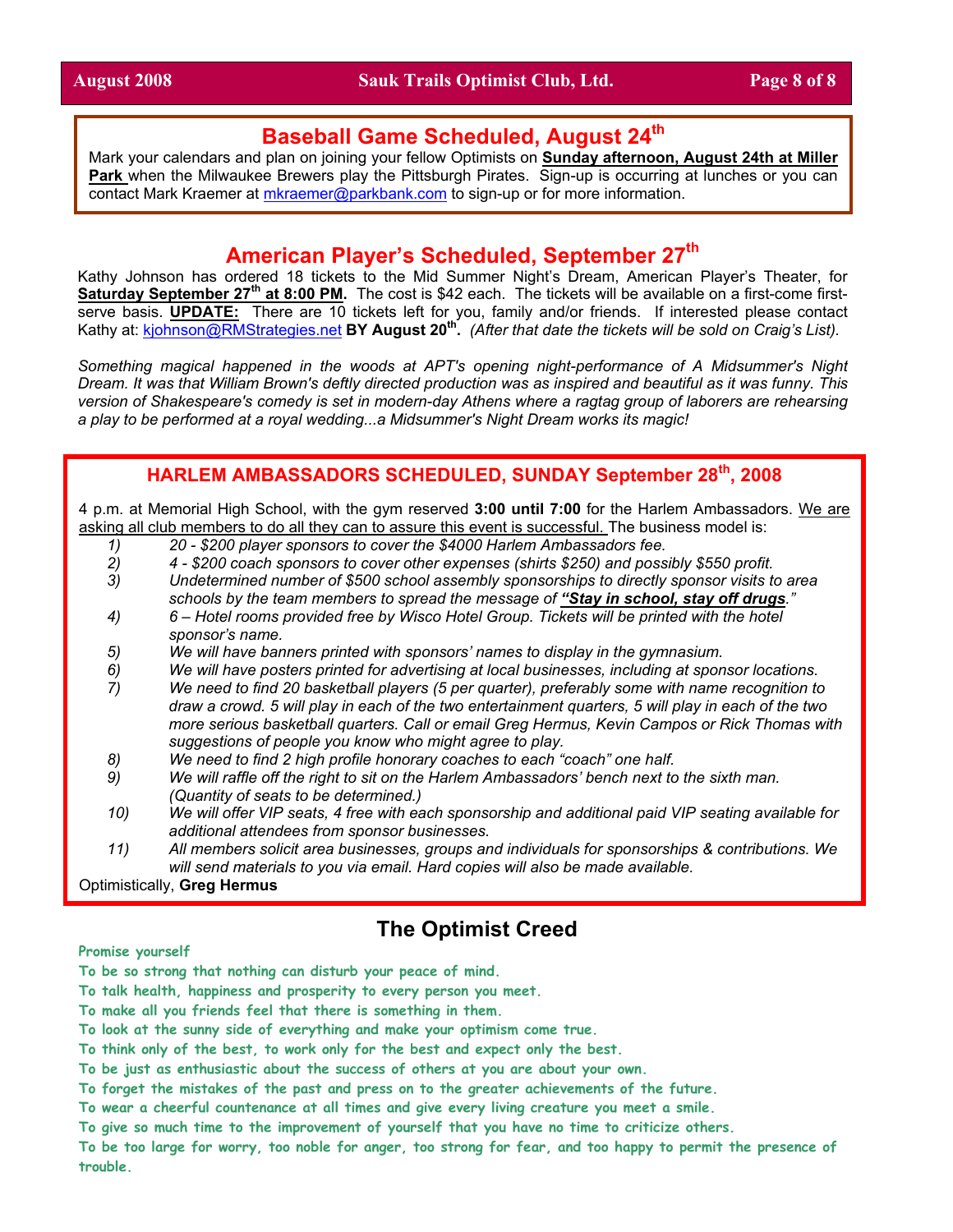## Baseball Game Scheduled, August 24th

Mark your calendars and plan on joining your fellow Optimists on **Sunday afternoon, August 24th at Miller Park** when the Milwaukee Brewers play the Pittsburgh Pirates. Sign-up is occurring at lunches or you can contact Mark Kraemer at mkraemer@parkbank.com to sign-up or for more information.

## American Player's Scheduled, September 27th

Kathy Johnson has ordered 18 tickets to the Mid Summer Night's Dream, American Player's Theater, for **Saturday September 27th at 8:00 PM.** The cost is $42 each. The tickets will be available on a first-come first-serve basis. **UPDATE:** There are 10 tickets left for you, family and/or friends. If interested please contact Kathy at: kjohnson@RMStrategies.net **BY August 20th.** *(After that date the tickets will be sold on Craig's List).*

*Something magical happened in the woods at APT's opening night-performance of A Midsummer's Night Dream. It was that William Brown's deftly directed production was as inspired and beautiful as it was funny. This version of Shakespeare's comedy is set in modern-day Athens where a ragtag group of laborers are rehearsing a play to be performed at a royal wedding...a Midsummer's Night Dream works its magic!*

## HARLEM AMBASSADORS SCHEDULED, SUNDAY September 28th, 2008

4 p.m. at Memorial High School, with the gym reserved **3:00 until 7:00** for the Harlem Ambassadors. We are asking all club members to do all they can to assure this event is successful. The business model is:

1) *20 - $200 player sponsors to cover the $4000 Harlem Ambassadors fee.*
2) *4 - $200 coach sponsors to cover other expenses (shirts $250) and possibly $550 profit.*
3) *Undetermined number of $500 school assembly sponsorships to directly sponsor visits to area schools by the team members to spread the message of **"Stay in school, stay off drugs."***
4) *6 – Hotel rooms provided free by Wisco Hotel Group. Tickets will be printed with the hotel sponsor's name.*
5) *We will have banners printed with sponsors' names to display in the gymnasium.*
6) *We will have posters printed for advertising at local businesses, including at sponsor locations.*
7) *We need to find 20 basketball players (5 per quarter), preferably some with name recognition to draw a crowd. 5 will play in each of the two entertainment quarters, 5 will play in each of the two more serious basketball quarters. Call or email Greg Hermus, Kevin Campos or Rick Thomas with suggestions of people you know who might agree to play.*
8) *We need to find 2 high profile honorary coaches to each "coach" one half.*
9) *We will raffle off the right to sit on the Harlem Ambassadors' bench next to the sixth man. (Quantity of seats to be determined.)*
10) *We will offer VIP seats, 4 free with each sponsorship and additional paid VIP seating available for additional attendees from sponsor businesses.*
11) *All members solicit area businesses, groups and individuals for sponsorships & contributions. We will send materials to you via email. Hard copies will also be made available.*

Optimistically, **Greg Hermus**

## The Optimist Creed

Promise yourself
To be so strong that nothing can disturb your peace of mind.
To talk health, happiness and prosperity to every person you meet.
To make all you friends feel that there is something in them.
To look at the sunny side of everything and make your optimism come true.
To think only of the best, to work only for the best and expect only the best.
To be just as enthusiastic about the success of others at you are about your own.
To forget the mistakes of the past and press on to the greater achievements of the future.
To wear a cheerful countenance at all times and give every living creature you meet a smile.
To give so much time to the improvement of yourself that you have no time to criticize others.
To be too large for worry, too noble for anger, too strong for fear, and too happy to permit the presence of trouble.